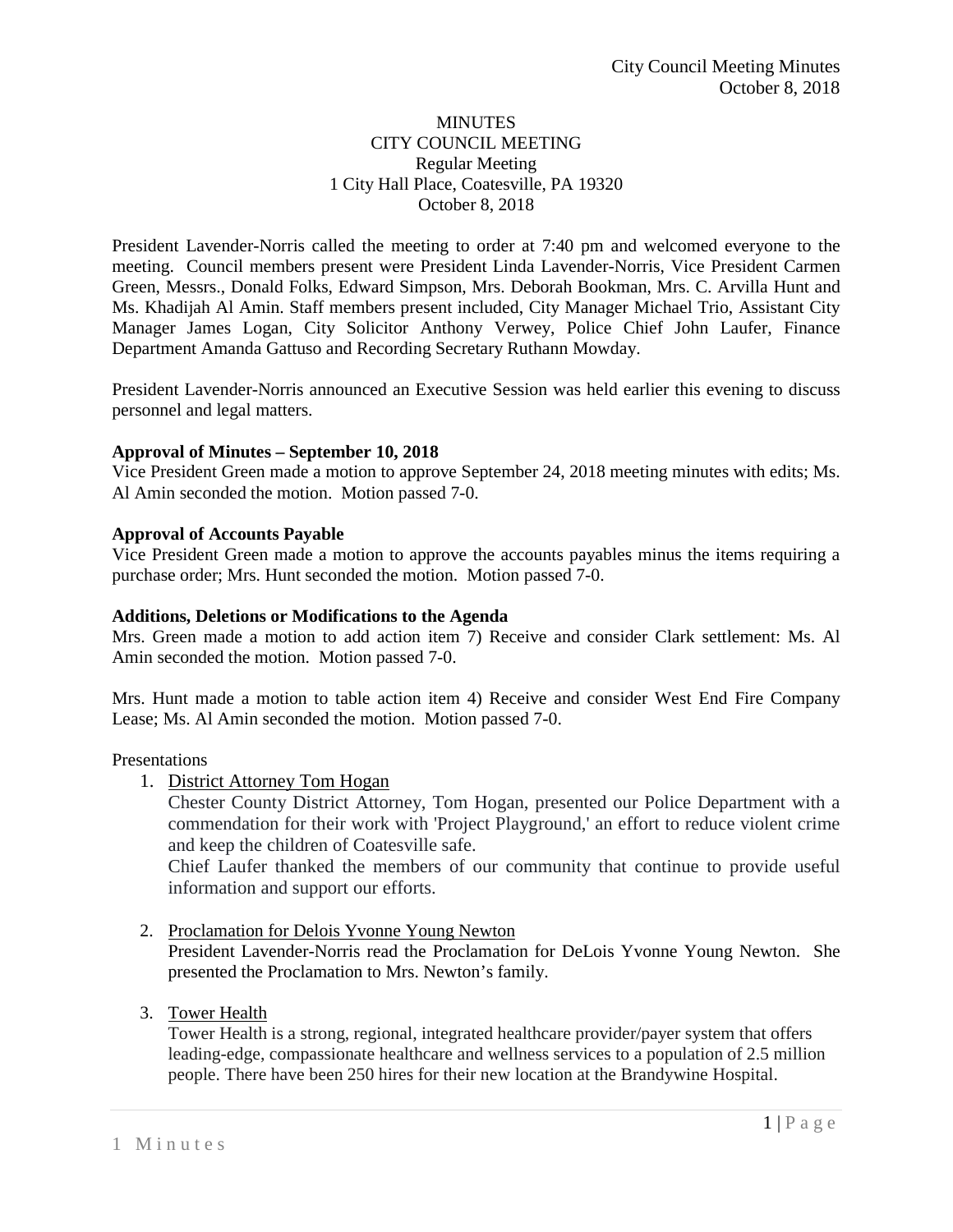MINUTES
CITY COUNCIL MEETING
Regular Meeting
1 City Hall Place, Coatesville, PA 19320
October 8, 2018

President Lavender-Norris called the meeting to order at 7:40 pm and welcomed everyone to the meeting. Council members present were President Linda Lavender-Norris, Vice President Carmen Green, Messrs., Donald Folks, Edward Simpson, Mrs. Deborah Bookman, Mrs. C. Arvilla Hunt and Ms. Khadijah Al Amin. Staff members present included, City Manager Michael Trio, Assistant City Manager James Logan, City Solicitor Anthony Verwey, Police Chief John Laufer, Finance Department Amanda Gattuso and Recording Secretary Ruthann Mowday.

President Lavender-Norris announced an Executive Session was held earlier this evening to discuss personnel and legal matters.

**Approval of Minutes – September 10, 2018**

Vice President Green made a motion to approve September 24, 2018 meeting minutes with edits; Ms. Al Amin seconded the motion. Motion passed 7-0.

**Approval of Accounts Payable**

Vice President Green made a motion to approve the accounts payables minus the items requiring a purchase order; Mrs. Hunt seconded the motion. Motion passed 7-0.

**Additions, Deletions or Modifications to the Agenda**

Mrs. Green made a motion to add action item 7) Receive and consider Clark settlement: Ms. Al Amin seconded the motion. Motion passed 7-0.

Mrs. Hunt made a motion to table action item 4) Receive and consider West End Fire Company Lease; Ms. Al Amin seconded the motion. Motion passed 7-0.

Presentations

1. District Attorney Tom Hogan

   Chester County District Attorney, Tom Hogan, presented our Police Department with a commendation for their work with 'Project Playground,' an effort to reduce violent crime and keep the children of Coatesville safe.

   Chief Laufer thanked the members of our community that continue to provide useful information and support our efforts.

2. Proclamation for Delois Yvonne Young Newton

   President Lavender-Norris read the Proclamation for DeLois Yvonne Young Newton. She presented the Proclamation to Mrs. Newton's family.

3. Tower Health

   Tower Health is a strong, regional, integrated healthcare provider/payer system that offers leading-edge, compassionate healthcare and wellness services to a population of 2.5 million people. There have been 250 hires for their new location at the Brandywine Hospital.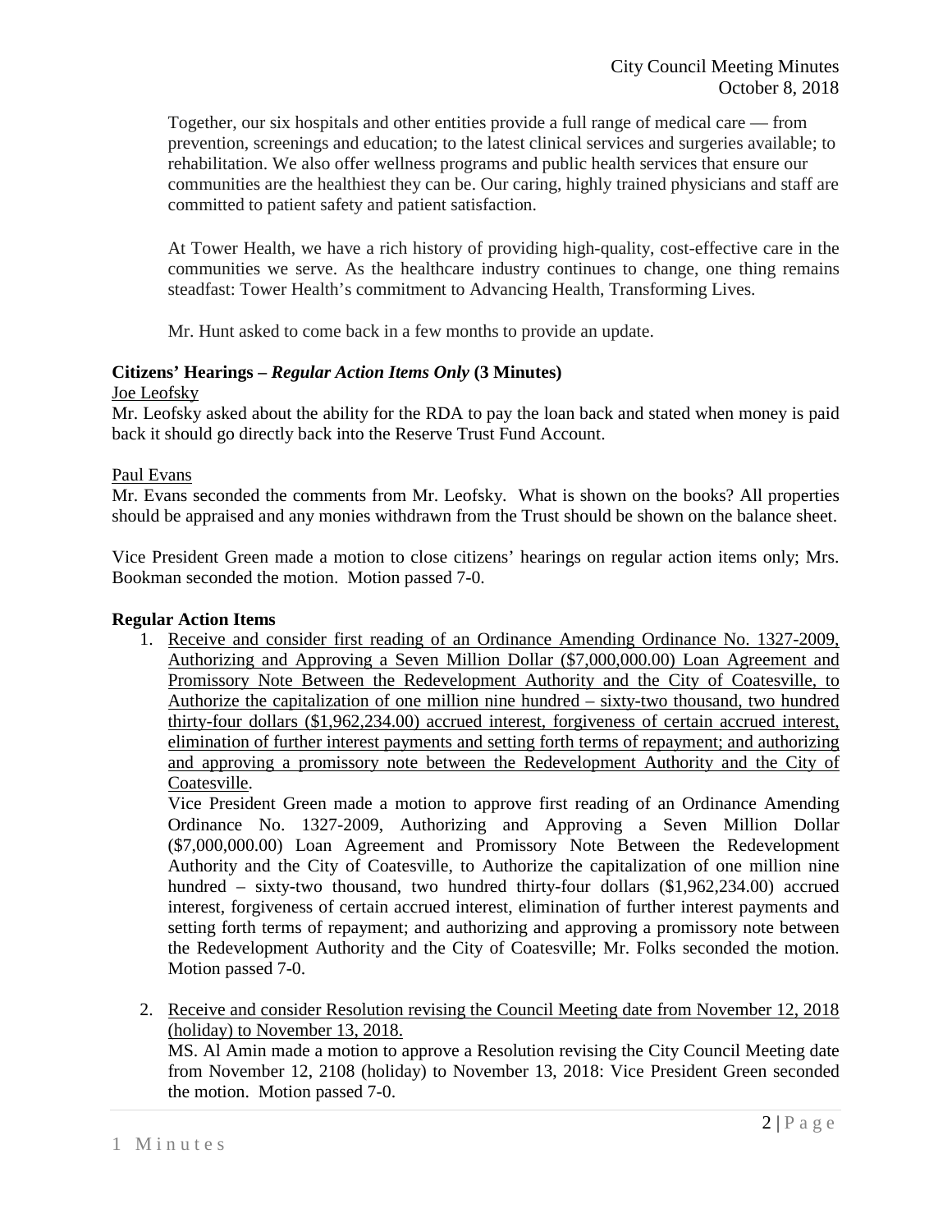Together, our six hospitals and other entities provide a full range of medical care — from prevention, screenings and education; to the latest clinical services and surgeries available; to rehabilitation. We also offer wellness programs and public health services that ensure our communities are the healthiest they can be. Our caring, highly trained physicians and staff are committed to patient safety and patient satisfaction.

At Tower Health, we have a rich history of providing high-quality, cost-effective care in the communities we serve. As the healthcare industry continues to change, one thing remains steadfast: Tower Health's commitment to Advancing Health, Transforming Lives.

Mr. Hunt asked to come back in a few months to provide an update.

**Citizens' Hearings –** ***Regular Action Items Only*** **(3 Minutes)**

Joe Leofsky

Mr. Leofsky asked about the ability for the RDA to pay the loan back and stated when money is paid back it should go directly back into the Reserve Trust Fund Account.

Paul Evans

Mr. Evans seconded the comments from Mr. Leofsky. What is shown on the books? All properties should be appraised and any monies withdrawn from the Trust should be shown on the balance sheet.

Vice President Green made a motion to close citizens' hearings on regular action items only; Mrs. Bookman seconded the motion. Motion passed 7-0.

**Regular Action Items**

1. Receive and consider first reading of an Ordinance Amending Ordinance No. 1327-2009, Authorizing and Approving a Seven Million Dollar ($7,000,000.00) Loan Agreement and Promissory Note Between the Redevelopment Authority and the City of Coatesville, to Authorize the capitalization of one million nine hundred – sixty-two thousand, two hundred thirty-four dollars ($1,962,234.00) accrued interest, forgiveness of certain accrued interest, elimination of further interest payments and setting forth terms of repayment; and authorizing and approving a promissory note between the Redevelopment Authority and the City of Coatesville.
   Vice President Green made a motion to approve first reading of an Ordinance Amending Ordinance No. 1327-2009, Authorizing and Approving a Seven Million Dollar ($7,000,000.00) Loan Agreement and Promissory Note Between the Redevelopment Authority and the City of Coatesville, to Authorize the capitalization of one million nine hundred – sixty-two thousand, two hundred thirty-four dollars ($1,962,234.00) accrued interest, forgiveness of certain accrued interest, elimination of further interest payments and setting forth terms of repayment; and authorizing and approving a promissory note between the Redevelopment Authority and the City of Coatesville; Mr. Folks seconded the motion. Motion passed 7-0.

2. Receive and consider Resolution revising the Council Meeting date from November 12, 2018 (holiday) to November 13, 2018.
   MS. Al Amin made a motion to approve a Resolution revising the City Council Meeting date from November 12, 2108 (holiday) to November 13, 2018: Vice President Green seconded the motion. Motion passed 7-0.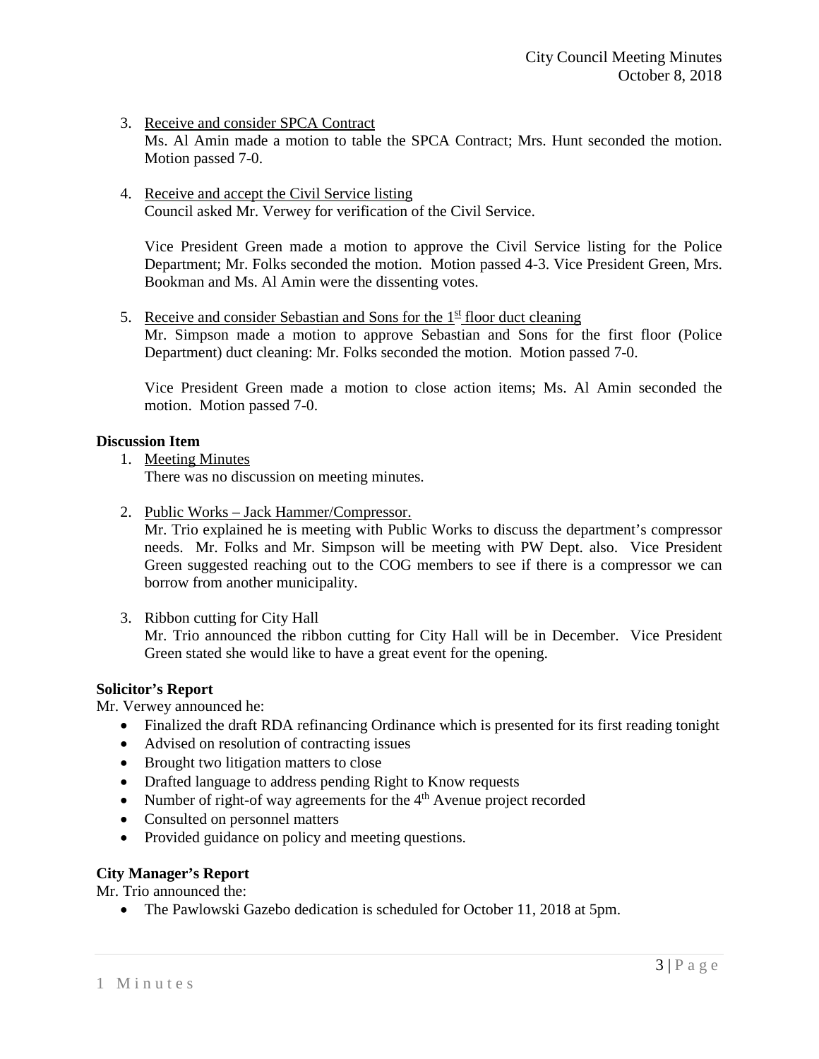3. Receive and consider SPCA Contract
   Ms. Al Amin made a motion to table the SPCA Contract; Mrs. Hunt seconded the motion. Motion passed 7-0.

4. Receive and accept the Civil Service listing
   Council asked Mr. Verwey for verification of the Civil Service.

   Vice President Green made a motion to approve the Civil Service listing for the Police Department; Mr. Folks seconded the motion. Motion passed 4-3. Vice President Green, Mrs. Bookman and Ms. Al Amin were the dissenting votes.

5. Receive and consider Sebastian and Sons for the 1st floor duct cleaning
   Mr. Simpson made a motion to approve Sebastian and Sons for the first floor (Police Department) duct cleaning: Mr. Folks seconded the motion. Motion passed 7-0.

   Vice President Green made a motion to close action items; Ms. Al Amin seconded the motion. Motion passed 7-0.

**Discussion Item**

1. Meeting Minutes
   There was no discussion on meeting minutes.

2. Public Works – Jack Hammer/Compressor.
   Mr. Trio explained he is meeting with Public Works to discuss the department's compressor needs. Mr. Folks and Mr. Simpson will be meeting with PW Dept. also. Vice President Green suggested reaching out to the COG members to see if there is a compressor we can borrow from another municipality.

3. Ribbon cutting for City Hall
   Mr. Trio announced the ribbon cutting for City Hall will be in December. Vice President Green stated she would like to have a great event for the opening.

**Solicitor's Report**

Mr. Verwey announced he:

- Finalized the draft RDA refinancing Ordinance which is presented for its first reading tonight
- Advised on resolution of contracting issues
- Brought two litigation matters to close
- Drafted language to address pending Right to Know requests
- Number of right-of way agreements for the 4th Avenue project recorded
- Consulted on personnel matters
- Provided guidance on policy and meeting questions.

**City Manager's Report**

Mr. Trio announced the:

- The Pawlowski Gazebo dedication is scheduled for October 11, 2018 at 5pm.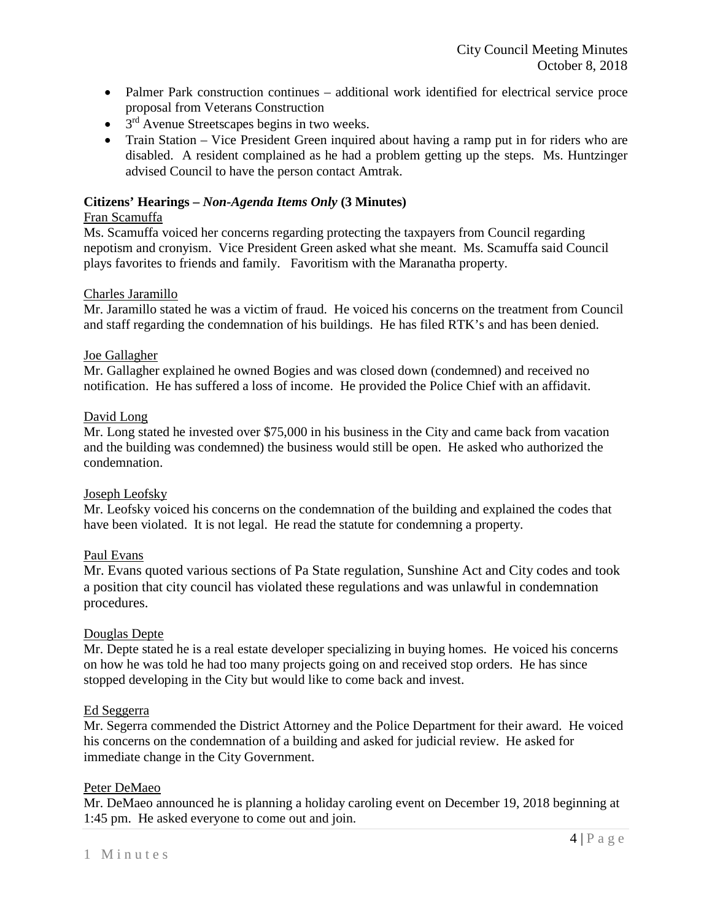- Palmer Park construction continues – additional work identified for electrical service proce proposal from Veterans Construction
- 3rd Avenue Streetscapes begins in two weeks.
- Train Station – Vice President Green inquired about having a ramp put in for riders who are disabled. A resident complained as he had a problem getting up the steps. Ms. Huntzinger advised Council to have the person contact Amtrak.

**Citizens' Hearings – *Non-Agenda Items Only* (3 Minutes)**

Fran Scamuffa

Ms. Scamuffa voiced her concerns regarding protecting the taxpayers from Council regarding nepotism and cronyism. Vice President Green asked what she meant. Ms. Scamuffa said Council plays favorites to friends and family. Favoritism with the Maranatha property.

Charles Jaramillo

Mr. Jaramillo stated he was a victim of fraud. He voiced his concerns on the treatment from Council and staff regarding the condemnation of his buildings. He has filed RTK's and has been denied.

Joe Gallagher

Mr. Gallagher explained he owned Bogies and was closed down (condemned) and received no notification. He has suffered a loss of income. He provided the Police Chief with an affidavit.

David Long

Mr. Long stated he invested over $75,000 in his business in the City and came back from vacation and the building was condemned) the business would still be open. He asked who authorized the condemnation.

Joseph Leofsky

Mr. Leofsky voiced his concerns on the condemnation of the building and explained the codes that have been violated. It is not legal. He read the statute for condemning a property.

Paul Evans

Mr. Evans quoted various sections of Pa State regulation, Sunshine Act and City codes and took a position that city council has violated these regulations and was unlawful in condemnation procedures.

Douglas Depte

Mr. Depte stated he is a real estate developer specializing in buying homes. He voiced his concerns on how he was told he had too many projects going on and received stop orders. He has since stopped developing in the City but would like to come back and invest.

Ed Seggerra

Mr. Segerra commended the District Attorney and the Police Department for their award. He voiced his concerns on the condemnation of a building and asked for judicial review. He asked for immediate change in the City Government.

Peter DeMaeo

Mr. DeMaeo announced he is planning a holiday caroling event on December 19, 2018 beginning at 1:45 pm. He asked everyone to come out and join.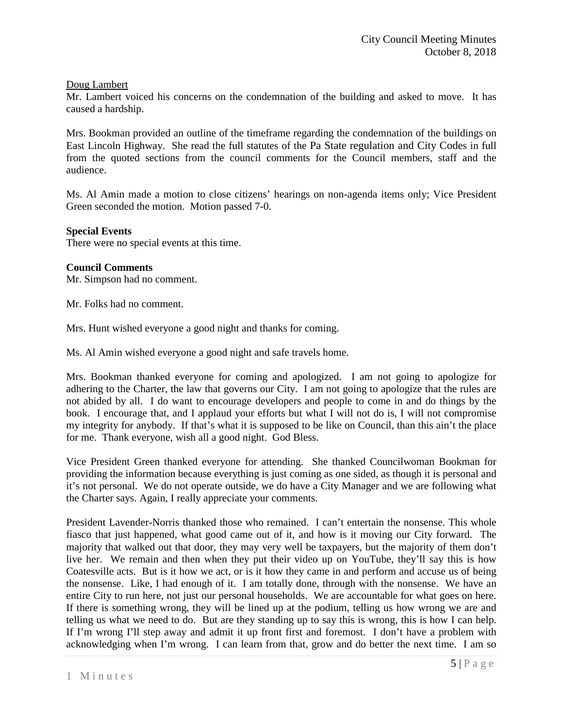Doug Lambert

Mr. Lambert voiced his concerns on the condemnation of the building and asked to move. It has caused a hardship.

Mrs. Bookman provided an outline of the timeframe regarding the condemnation of the buildings on East Lincoln Highway. She read the full statutes of the Pa State regulation and City Codes in full from the quoted sections from the council comments for the Council members, staff and the audience.

Ms. Al Amin made a motion to close citizens' hearings on non-agenda items only; Vice President Green seconded the motion. Motion passed 7-0.

**Special Events**

There were no special events at this time.

**Council Comments**

Mr. Simpson had no comment.

Mr. Folks had no comment.

Mrs. Hunt wished everyone a good night and thanks for coming.

Ms. Al Amin wished everyone a good night and safe travels home.

Mrs. Bookman thanked everyone for coming and apologized. I am not going to apologize for adhering to the Charter, the law that governs our City. I am not going to apologize that the rules are not abided by all. I do want to encourage developers and people to come in and do things by the book. I encourage that, and I applaud your efforts but what I will not do is, I will not compromise my integrity for anybody. If that's what it is supposed to be like on Council, than this ain't the place for me. Thank everyone, wish all a good night. God Bless.

Vice President Green thanked everyone for attending. She thanked Councilwoman Bookman for providing the information because everything is just coming as one sided, as though it is personal and it's not personal. We do not operate outside, we do have a City Manager and we are following what the Charter says. Again, I really appreciate your comments.

President Lavender-Norris thanked those who remained. I can't entertain the nonsense. This whole fiasco that just happened, what good came out of it, and how is it moving our City forward. The majority that walked out that door, they may very well be taxpayers, but the majority of them don't live her. We remain and then when they put their video up on YouTube, they'll say this is how Coatesville acts. But is it how we act, or is it how they came in and perform and accuse us of being the nonsense. Like, I had enough of it. I am totally done, through with the nonsense. We have an entire City to run here, not just our personal households. We are accountable for what goes on here. If there is something wrong, they will be lined up at the podium, telling us how wrong we are and telling us what we need to do. But are they standing up to say this is wrong, this is how I can help. If I'm wrong I'll step away and admit it up front first and foremost. I don't have a problem with acknowledging when I'm wrong. I can learn from that, grow and do better the next time. I am so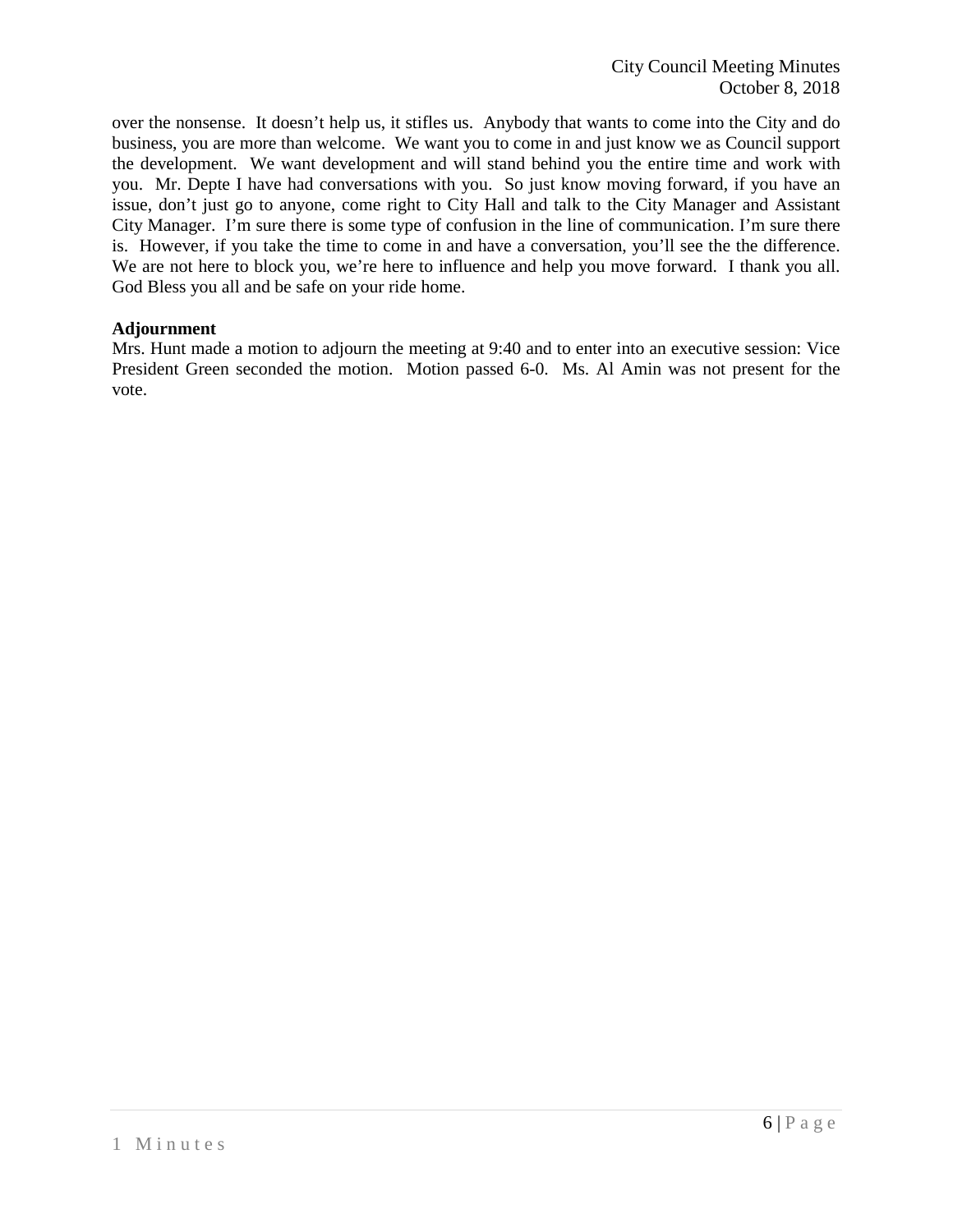over the nonsense. It doesn't help us, it stifles us. Anybody that wants to come into the City and do business, you are more than welcome. We want you to come in and just know we as Council support the development. We want development and will stand behind you the entire time and work with you. Mr. Depte I have had conversations with you. So just know moving forward, if you have an issue, don't just go to anyone, come right to City Hall and talk to the City Manager and Assistant City Manager. I'm sure there is some type of confusion in the line of communication. I'm sure there is. However, if you take the time to come in and have a conversation, you'll see the the difference. We are not here to block you, we're here to influence and help you move forward. I thank you all. God Bless you all and be safe on your ride home.

**Adjournment**

Mrs. Hunt made a motion to adjourn the meeting at 9:40 and to enter into an executive session: Vice President Green seconded the motion. Motion passed 6-0. Ms. Al Amin was not present for the vote.